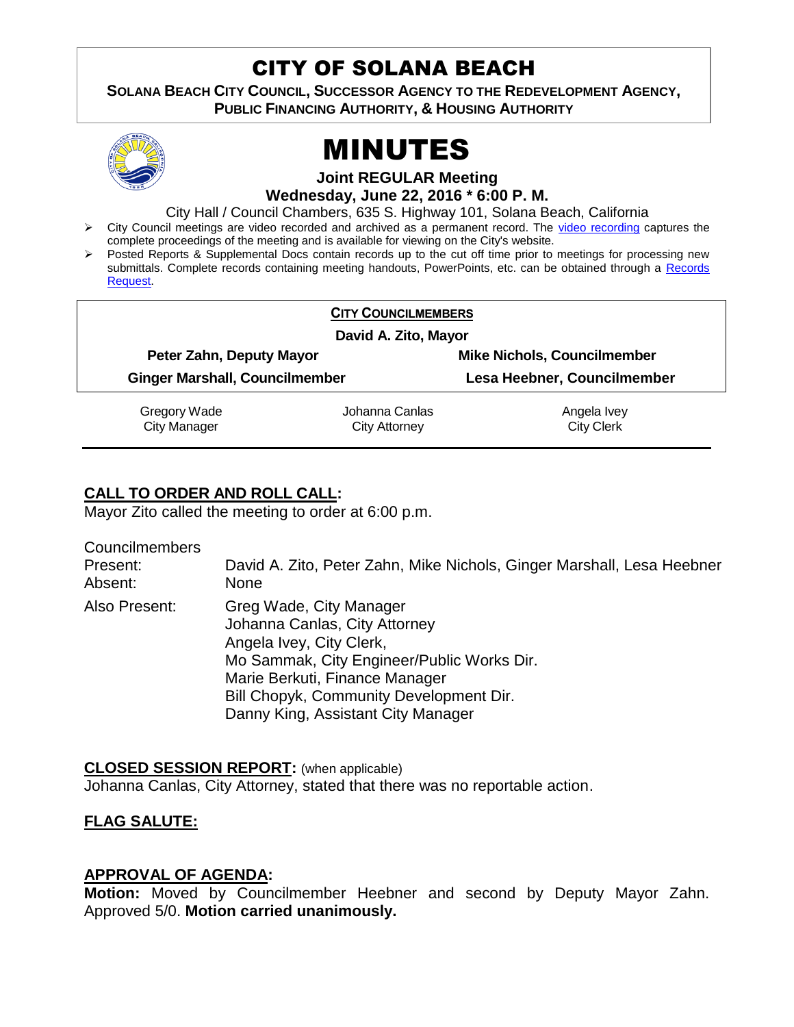# CITY OF SOLANA BEACH

**SOLANA BEACH CITY COUNCIL, SUCCESSOR AGENCY TO THE REDEVELOPMENT AGENCY, PUBLIC FINANCING AUTHORITY, & HOUSING AUTHORITY**

# MINUTES

**Joint REGULAR Meeting**
**Wednesday, June 22, 2016 * 6:00 P. M.**

City Hall / Council Chambers, 635 S. Highway 101, Solana Beach, California

- City Council meetings are video recorded and archived as a permanent record. The video recording captures the complete proceedings of the meeting and is available for viewing on the City's website.
- Posted Reports & Supplemental Docs contain records up to the cut off time prior to meetings for processing new submittals. Complete records containing meeting handouts, PowerPoints, etc. can be obtained through a Records Request.

**CITY COUNCILMEMBERS**

**David A. Zito, Mayor**

| | |
|---|---|
| **Peter Zahn, Deputy Mayor** | **Mike Nichols, Councilmember** |
| **Ginger Marshall, Councilmember** | **Lesa Heebner, Councilmember** |

| | | |
|---|---|---|
| Gregory Wade<br>City Manager | Johanna Canlas<br>City Attorney | Angela Ivey<br>City Clerk |

## CALL TO ORDER AND ROLL CALL:

Mayor Zito called the meeting to order at 6:00 p.m.

| Councilmembers | |
|---|---|
| Present: | David A. Zito, Peter Zahn, Mike Nichols, Ginger Marshall, Lesa Heebner |
| Absent: | None |
| Also Present: | Greg Wade, City Manager<br>Johanna Canlas, City Attorney<br>Angela Ivey, City Clerk,<br>Mo Sammak, City Engineer/Public Works Dir.<br>Marie Berkuti, Finance Manager<br>Bill Chopyk, Community Development Dir.<br>Danny King, Assistant City Manager |

## CLOSED SESSION REPORT: (when applicable)

Johanna Canlas, City Attorney, stated that there was no reportable action.

## FLAG SALUTE:

## APPROVAL OF AGENDA:

**Motion:** Moved by Councilmember Heebner and second by Deputy Mayor Zahn. Approved 5/0. **Motion carried unanimously.**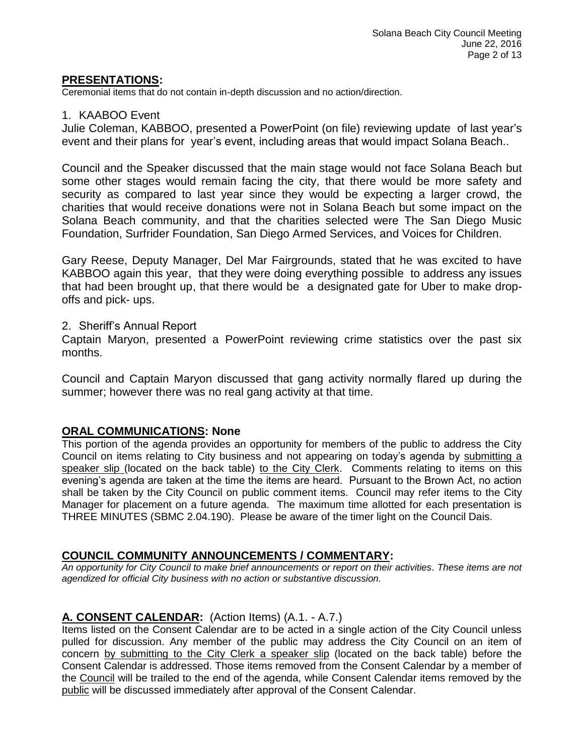## PRESENTATIONS:

Ceremonial items that do not contain in-depth discussion and no action/direction.

1. KAABOO Event

Julie Coleman, KABBOO, presented a PowerPoint (on file) reviewing update of last year's event and their plans for year's event, including areas that would impact Solana Beach..

Council and the Speaker discussed that the main stage would not face Solana Beach but some other stages would remain facing the city, that there would be more safety and security as compared to last year since they would be expecting a larger crowd, the charities that would receive donations were not in Solana Beach but some impact on the Solana Beach community, and that the charities selected were The San Diego Music Foundation, Surfrider Foundation, San Diego Armed Services, and Voices for Children.

Gary Reese, Deputy Manager, Del Mar Fairgrounds, stated that he was excited to have KABBOO again this year, that they were doing everything possible to address any issues that had been brought up, that there would be a designated gate for Uber to make drop-offs and pick- ups.

2. Sheriff's Annual Report

Captain Maryon, presented a PowerPoint reviewing crime statistics over the past six months.

Council and Captain Maryon discussed that gang activity normally flared up during the summer; however there was no real gang activity at that time.

## ORAL COMMUNICATIONS: None

This portion of the agenda provides an opportunity for members of the public to address the City Council on items relating to City business and not appearing on today's agenda by submitting a speaker slip (located on the back table) to the City Clerk. Comments relating to items on this evening's agenda are taken at the time the items are heard. Pursuant to the Brown Act, no action shall be taken by the City Council on public comment items. Council may refer items to the City Manager for placement on a future agenda. The maximum time allotted for each presentation is THREE MINUTES (SBMC 2.04.190). Please be aware of the timer light on the Council Dais.

## COUNCIL COMMUNITY ANNOUNCEMENTS / COMMENTARY:

*An opportunity for City Council to make brief announcements or report on their activities. These items are not agendized for official City business with no action or substantive discussion.*

## A. CONSENT CALENDAR: (Action Items) (A.1. - A.7.)

Items listed on the Consent Calendar are to be acted in a single action of the City Council unless pulled for discussion. Any member of the public may address the City Council on an item of concern by submitting to the City Clerk a speaker slip (located on the back table) before the Consent Calendar is addressed. Those items removed from the Consent Calendar by a member of the Council will be trailed to the end of the agenda, while Consent Calendar items removed by the public will be discussed immediately after approval of the Consent Calendar.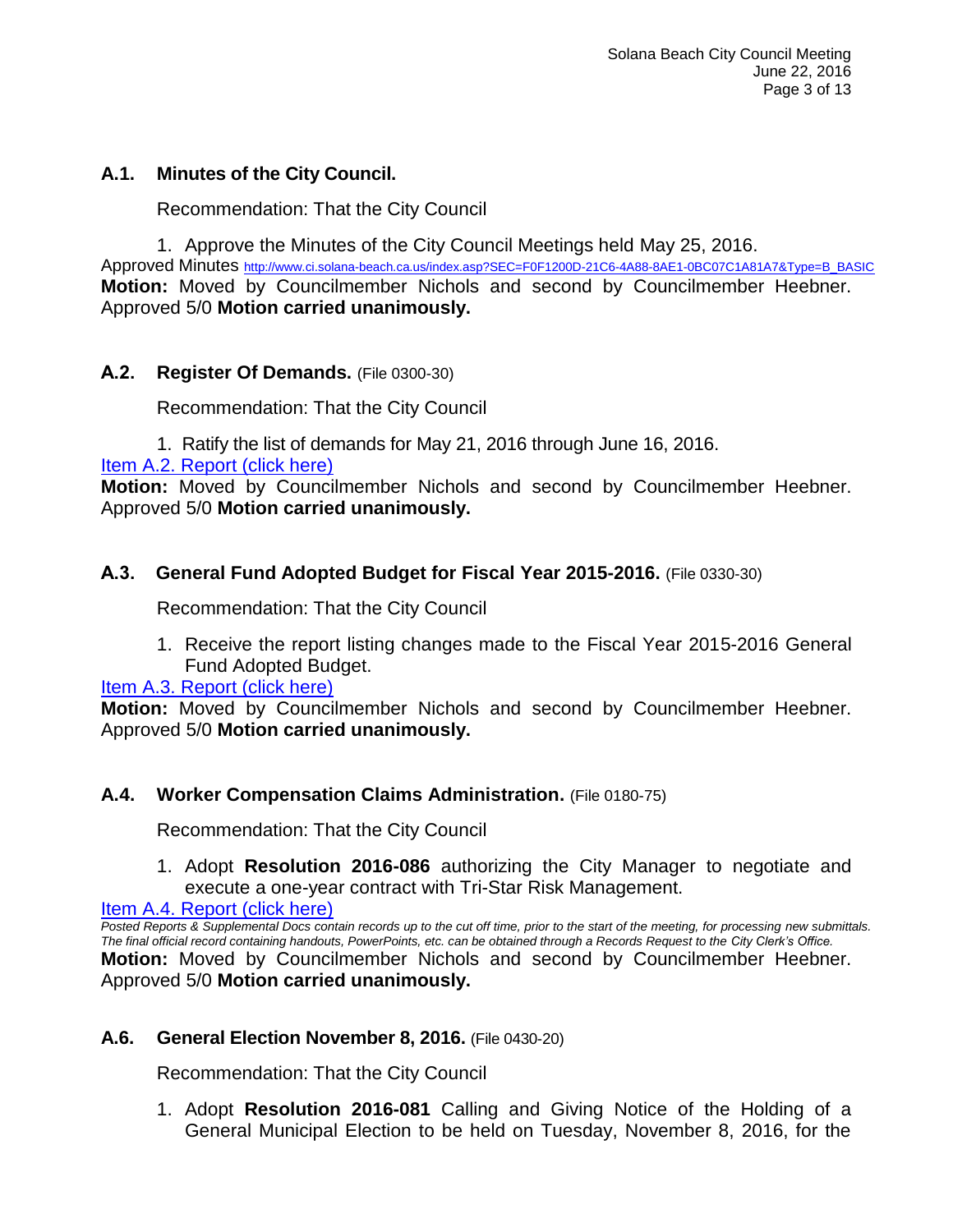### A.1. Minutes of the City Council.

Recommendation: That the City Council

1. Approve the Minutes of the City Council Meetings held May 25, 2016.

Approved Minutes http://www.ci.solana-beach.ca.us/index.asp?SEC=F0F1200D-21C6-4A88-8AE1-0BC07C1A81A7&Type=B_BASIC

**Motion:** Moved by Councilmember Nichols and second by Councilmember Heebner. Approved 5/0 **Motion carried unanimously.**

### A.2. Register Of Demands. (File 0300-30)

Recommendation: That the City Council

1. Ratify the list of demands for May 21, 2016 through June 16, 2016.

Item A.2. Report (click here)

**Motion:** Moved by Councilmember Nichols and second by Councilmember Heebner. Approved 5/0 **Motion carried unanimously.**

### A.3. General Fund Adopted Budget for Fiscal Year 2015-2016. (File 0330-30)

Recommendation: That the City Council

1. Receive the report listing changes made to the Fiscal Year 2015-2016 General Fund Adopted Budget.

Item A.3. Report (click here)

**Motion:** Moved by Councilmember Nichols and second by Councilmember Heebner. Approved 5/0 **Motion carried unanimously.**

### A.4. Worker Compensation Claims Administration. (File 0180-75)

Recommendation: That the City Council

1. Adopt **Resolution 2016-086** authorizing the City Manager to negotiate and execute a one-year contract with Tri-Star Risk Management.

Item A.4. Report (click here)

*Posted Reports & Supplemental Docs contain records up to the cut off time, prior to the start of the meeting, for processing new submittals. The final official record containing handouts, PowerPoints, etc. can be obtained through a Records Request to the City Clerk's Office.*

**Motion:** Moved by Councilmember Nichols and second by Councilmember Heebner. Approved 5/0 **Motion carried unanimously.**

### A.6. General Election November 8, 2016. (File 0430-20)

Recommendation: That the City Council

1. Adopt **Resolution 2016-081** Calling and Giving Notice of the Holding of a General Municipal Election to be held on Tuesday, November 8, 2016, for the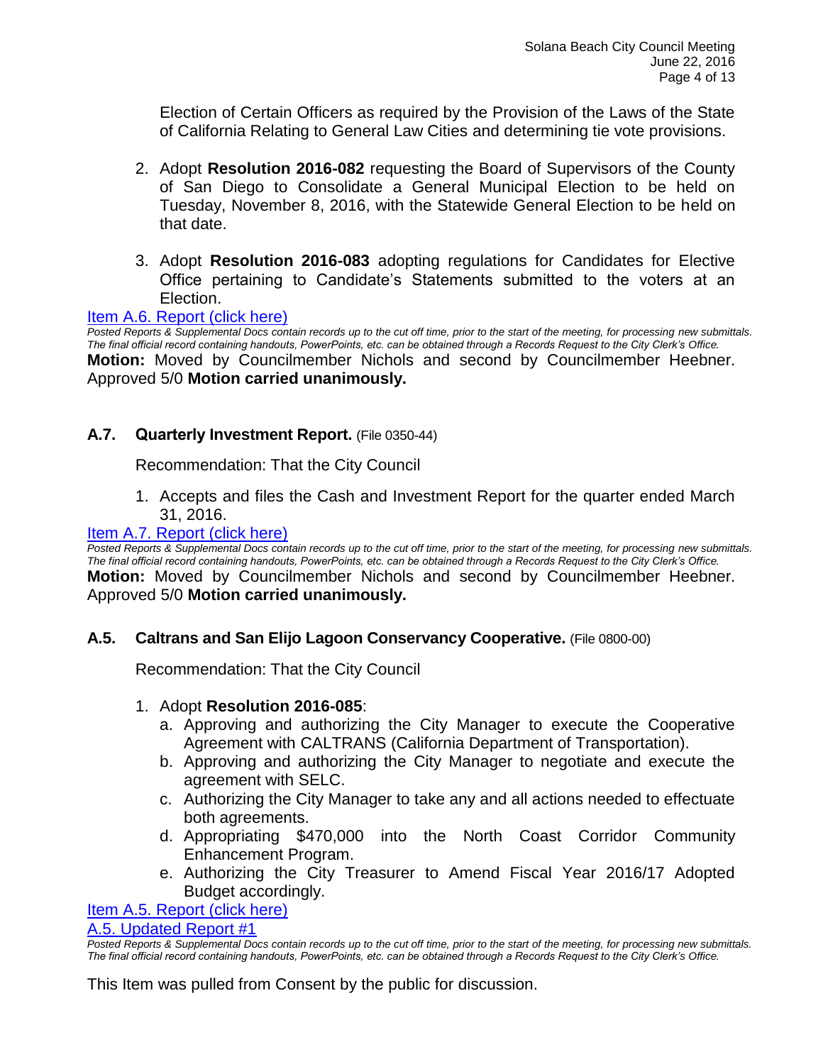Election of Certain Officers as required by the Provision of the Laws of the State of California Relating to General Law Cities and determining tie vote provisions.

2. Adopt **Resolution 2016-082** requesting the Board of Supervisors of the County of San Diego to Consolidate a General Municipal Election to be held on Tuesday, November 8, 2016, with the Statewide General Election to be held on that date.

3. Adopt **Resolution 2016-083** adopting regulations for Candidates for Elective Office pertaining to Candidate's Statements submitted to the voters at an Election.

Item A.6. Report (click here)

*Posted Reports & Supplemental Docs contain records up to the cut off time, prior to the start of the meeting, for processing new submittals. The final official record containing handouts, PowerPoints, etc. can be obtained through a Records Request to the City Clerk's Office.*

**Motion:** Moved by Councilmember Nichols and second by Councilmember Heebner. Approved 5/0 **Motion carried unanimously.**

**A.7. Quarterly Investment Report.** (File 0350-44)

Recommendation: That the City Council

1. Accepts and files the Cash and Investment Report for the quarter ended March 31, 2016.

Item A.7. Report (click here)

*Posted Reports & Supplemental Docs contain records up to the cut off time, prior to the start of the meeting, for processing new submittals. The final official record containing handouts, PowerPoints, etc. can be obtained through a Records Request to the City Clerk's Office.*

**Motion:** Moved by Councilmember Nichols and second by Councilmember Heebner. Approved 5/0 **Motion carried unanimously.**

**A.5. Caltrans and San Elijo Lagoon Conservancy Cooperative.** (File 0800-00)

Recommendation: That the City Council

1. Adopt **Resolution 2016-085**:
   a. Approving and authorizing the City Manager to execute the Cooperative Agreement with CALTRANS (California Department of Transportation).
   b. Approving and authorizing the City Manager to negotiate and execute the agreement with SELC.
   c. Authorizing the City Manager to take any and all actions needed to effectuate both agreements.
   d. Appropriating $470,000 into the North Coast Corridor Community Enhancement Program.
   e. Authorizing the City Treasurer to Amend Fiscal Year 2016/17 Adopted Budget accordingly.

Item A.5. Report (click here)

A.5. Updated Report #1

*Posted Reports & Supplemental Docs contain records up to the cut off time, prior to the start of the meeting, for processing new submittals. The final official record containing handouts, PowerPoints, etc. can be obtained through a Records Request to the City Clerk's Office.*

This Item was pulled from Consent by the public for discussion.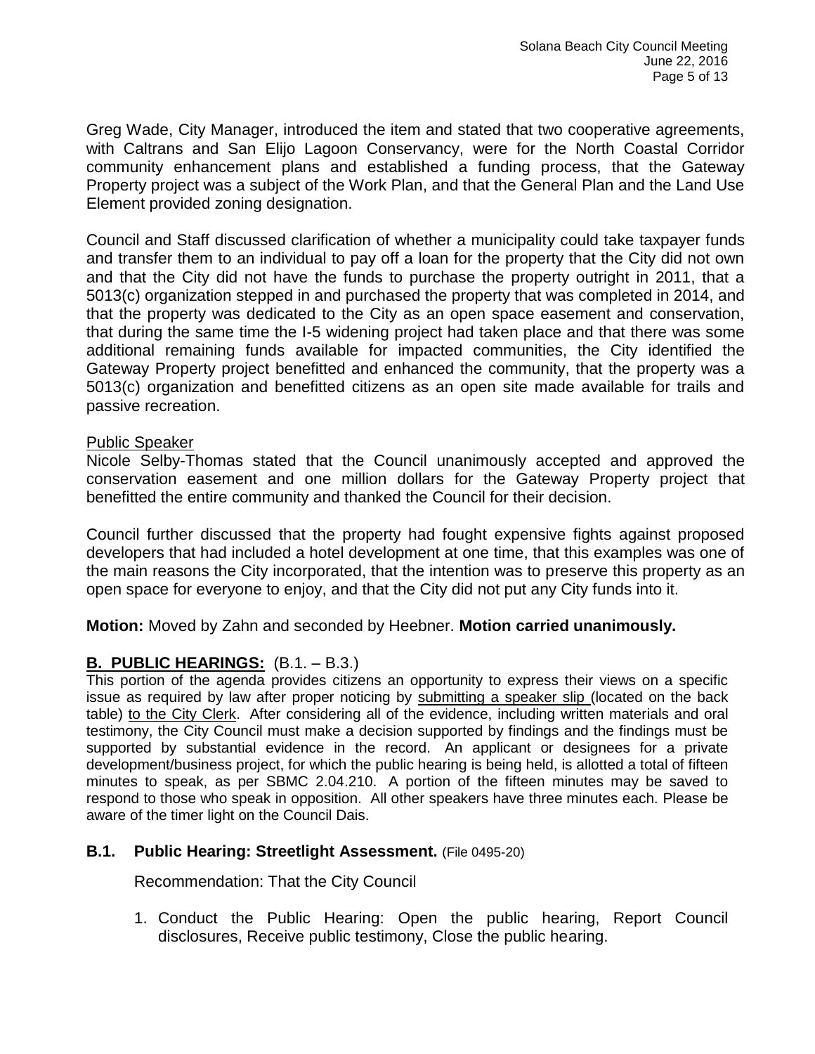Greg Wade, City Manager, introduced the item and stated that two cooperative agreements, with Caltrans and San Elijo Lagoon Conservancy, were for the North Coastal Corridor community enhancement plans and established a funding process, that the Gateway Property project was a subject of the Work Plan, and that the General Plan and the Land Use Element provided zoning designation.

Council and Staff discussed clarification of whether a municipality could take taxpayer funds and transfer them to an individual to pay off a loan for the property that the City did not own and that the City did not have the funds to purchase the property outright in 2011, that a 5013(c) organization stepped in and purchased the property that was completed in 2014, and that the property was dedicated to the City as an open space easement and conservation, that during the same time the I-5 widening project had taken place and that there was some additional remaining funds available for impacted communities, the City identified the Gateway Property project benefitted and enhanced the community, that the property was a 5013(c) organization and benefitted citizens as an open site made available for trails and passive recreation.

Public Speaker

Nicole Selby-Thomas stated that the Council unanimously accepted and approved the conservation easement and one million dollars for the Gateway Property project that benefitted the entire community and thanked the Council for their decision.

Council further discussed that the property had fought expensive fights against proposed developers that had included a hotel development at one time, that this examples was one of the main reasons the City incorporated, that the intention was to preserve this property as an open space for everyone to enjoy, and that the City did not put any City funds into it.

**Motion:** Moved by Zahn and seconded by Heebner. **Motion carried unanimously.**

## B. PUBLIC HEARINGS: (B.1. – B.3.)

This portion of the agenda provides citizens an opportunity to express their views on a specific issue as required by law after proper noticing by submitting a speaker slip (located on the back table) to the City Clerk. After considering all of the evidence, including written materials and oral testimony, the City Council must make a decision supported by findings and the findings must be supported by substantial evidence in the record. An applicant or designees for a private development/business project, for which the public hearing is being held, is allotted a total of fifteen minutes to speak, as per SBMC 2.04.210. A portion of the fifteen minutes may be saved to respond to those who speak in opposition. All other speakers have three minutes each. Please be aware of the timer light on the Council Dais.

### B.1. Public Hearing: Streetlight Assessment. (File 0495-20)

Recommendation: That the City Council

1. Conduct the Public Hearing: Open the public hearing, Report Council disclosures, Receive public testimony, Close the public hearing.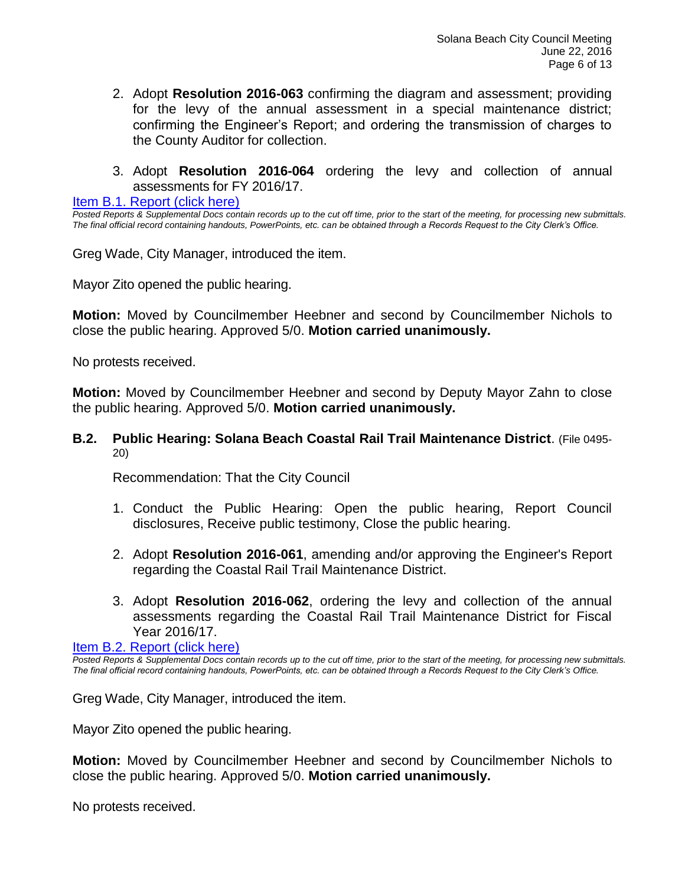2. Adopt **Resolution 2016-063** confirming the diagram and assessment; providing for the levy of the annual assessment in a special maintenance district; confirming the Engineer's Report; and ordering the transmission of charges to the County Auditor for collection.

3. Adopt **Resolution 2016-064** ordering the levy and collection of annual assessments for FY 2016/17.

Item B.1. Report (click here)

*Posted Reports & Supplemental Docs contain records up to the cut off time, prior to the start of the meeting, for processing new submittals. The final official record containing handouts, PowerPoints, etc. can be obtained through a Records Request to the City Clerk's Office.*

Greg Wade, City Manager, introduced the item.

Mayor Zito opened the public hearing.

**Motion:** Moved by Councilmember Heebner and second by Councilmember Nichols to close the public hearing. Approved 5/0. **Motion carried unanimously.**

No protests received.

**Motion:** Moved by Councilmember Heebner and second by Deputy Mayor Zahn to close the public hearing. Approved 5/0. **Motion carried unanimously.**

**B.2. Public Hearing: Solana Beach Coastal Rail Trail Maintenance District**. (File 0495-20)

Recommendation: That the City Council

1. Conduct the Public Hearing: Open the public hearing, Report Council disclosures, Receive public testimony, Close the public hearing.

2. Adopt **Resolution 2016-061**, amending and/or approving the Engineer's Report regarding the Coastal Rail Trail Maintenance District.

3. Adopt **Resolution 2016-062**, ordering the levy and collection of the annual assessments regarding the Coastal Rail Trail Maintenance District for Fiscal Year 2016/17.

Item B.2. Report (click here)

*Posted Reports & Supplemental Docs contain records up to the cut off time, prior to the start of the meeting, for processing new submittals. The final official record containing handouts, PowerPoints, etc. can be obtained through a Records Request to the City Clerk's Office.*

Greg Wade, City Manager, introduced the item.

Mayor Zito opened the public hearing.

**Motion:** Moved by Councilmember Heebner and second by Councilmember Nichols to close the public hearing. Approved 5/0. **Motion carried unanimously.**

No protests received.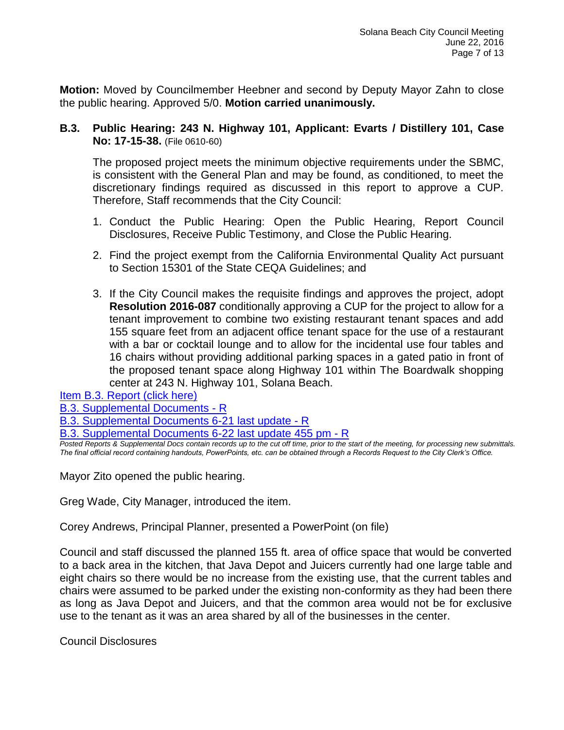**Motion:** Moved by Councilmember Heebner and second by Deputy Mayor Zahn to close the public hearing. Approved 5/0. **Motion carried unanimously.**

**B.3. Public Hearing: 243 N. Highway 101, Applicant: Evarts / Distillery 101, Case No: 17-15-38.** (File 0610-60)

The proposed project meets the minimum objective requirements under the SBMC, is consistent with the General Plan and may be found, as conditioned, to meet the discretionary findings required as discussed in this report to approve a CUP. Therefore, Staff recommends that the City Council:

1. Conduct the Public Hearing: Open the Public Hearing, Report Council Disclosures, Receive Public Testimony, and Close the Public Hearing.
2. Find the project exempt from the California Environmental Quality Act pursuant to Section 15301 of the State CEQA Guidelines; and
3. If the City Council makes the requisite findings and approves the project, adopt **Resolution 2016-087** conditionally approving a CUP for the project to allow for a tenant improvement to combine two existing restaurant tenant spaces and add 155 square feet from an adjacent office tenant space for the use of a restaurant with a bar or cocktail lounge and to allow for the incidental use four tables and 16 chairs without providing additional parking spaces in a gated patio in front of the proposed tenant space along Highway 101 within The Boardwalk shopping center at 243 N. Highway 101, Solana Beach.

Item B.3. Report (click here)
B.3. Supplemental Documents - R
B.3. Supplemental Documents 6-21 last update - R
B.3. Supplemental Documents 6-22 last update 455 pm - R

*Posted Reports & Supplemental Docs contain records up to the cut off time, prior to the start of the meeting, for processing new submittals. The final official record containing handouts, PowerPoints, etc. can be obtained through a Records Request to the City Clerk's Office.*

Mayor Zito opened the public hearing.

Greg Wade, City Manager, introduced the item.

Corey Andrews, Principal Planner, presented a PowerPoint (on file)

Council and staff discussed the planned 155 ft. area of office space that would be converted to a back area in the kitchen, that Java Depot and Juicers currently had one large table and eight chairs so there would be no increase from the existing use, that the current tables and chairs were assumed to be parked under the existing non-conformity as they had been there as long as Java Depot and Juicers, and that the common area would not be for exclusive use to the tenant as it was an area shared by all of the businesses in the center.

Council Disclosures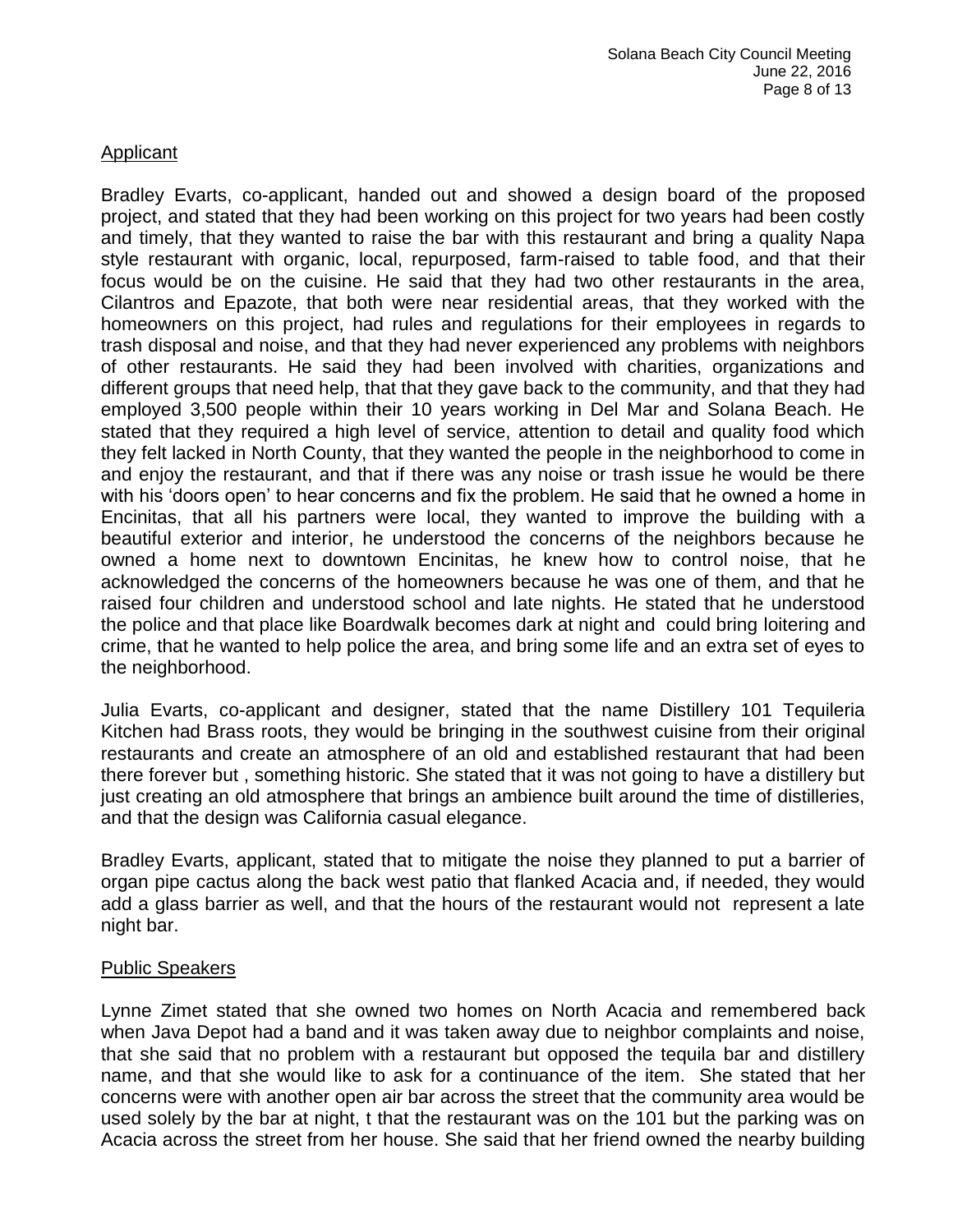Applicant

Bradley Evarts, co-applicant, handed out and showed a design board of the proposed project, and stated that they had been working on this project for two years had been costly and timely, that they wanted to raise the bar with this restaurant and bring a quality Napa style restaurant with organic, local, repurposed, farm-raised to table food, and that their focus would be on the cuisine. He said that they had two other restaurants in the area, Cilantros and Epazote, that both were near residential areas, that they worked with the homeowners on this project, had rules and regulations for their employees in regards to trash disposal and noise, and that they had never experienced any problems with neighbors of other restaurants. He said they had been involved with charities, organizations and different groups that need help, that that they gave back to the community, and that they had employed 3,500 people within their 10 years working in Del Mar and Solana Beach. He stated that they required a high level of service, attention to detail and quality food which they felt lacked in North County, that they wanted the people in the neighborhood to come in and enjoy the restaurant, and that if there was any noise or trash issue he would be there with his 'doors open' to hear concerns and fix the problem. He said that he owned a home in Encinitas, that all his partners were local, they wanted to improve the building with a beautiful exterior and interior, he understood the concerns of the neighbors because he owned a home next to downtown Encinitas, he knew how to control noise, that he acknowledged the concerns of the homeowners because he was one of them, and that he raised four children and understood school and late nights. He stated that he understood the police and that place like Boardwalk becomes dark at night and could bring loitering and crime, that he wanted to help police the area, and bring some life and an extra set of eyes to the neighborhood.

Julia Evarts, co-applicant and designer, stated that the name Distillery 101 Tequileria Kitchen had Brass roots, they would be bringing in the southwest cuisine from their original restaurants and create an atmosphere of an old and established restaurant that had been there forever but , something historic. She stated that it was not going to have a distillery but just creating an old atmosphere that brings an ambience built around the time of distilleries, and that the design was California casual elegance.

Bradley Evarts, applicant, stated that to mitigate the noise they planned to put a barrier of organ pipe cactus along the back west patio that flanked Acacia and, if needed, they would add a glass barrier as well, and that the hours of the restaurant would not represent a late night bar.

Public Speakers

Lynne Zimet stated that she owned two homes on North Acacia and remembered back when Java Depot had a band and it was taken away due to neighbor complaints and noise, that she said that no problem with a restaurant but opposed the tequila bar and distillery name, and that she would like to ask for a continuance of the item. She stated that her concerns were with another open air bar across the street that the community area would be used solely by the bar at night, t that the restaurant was on the 101 but the parking was on Acacia across the street from her house. She said that her friend owned the nearby building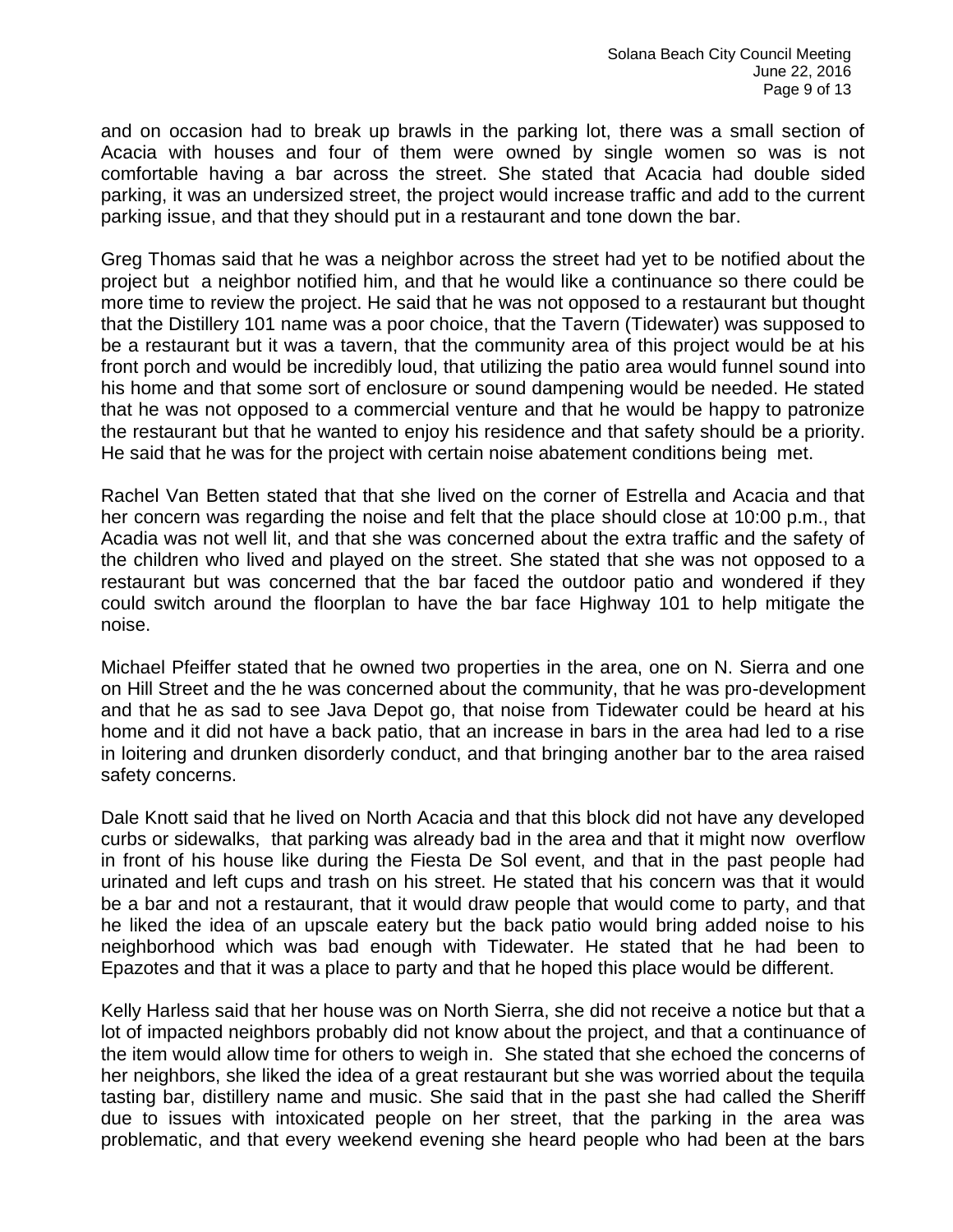and on occasion had to break up brawls in the parking lot, there was a small section of Acacia with houses and four of them were owned by single women so was is not comfortable having a bar across the street. She stated that Acacia had double sided parking, it was an undersized street, the project would increase traffic and add to the current parking issue, and that they should put in a restaurant and tone down the bar.

Greg Thomas said that he was a neighbor across the street had yet to be notified about the project but a neighbor notified him, and that he would like a continuance so there could be more time to review the project. He said that he was not opposed to a restaurant but thought that the Distillery 101 name was a poor choice, that the Tavern (Tidewater) was supposed to be a restaurant but it was a tavern, that the community area of this project would be at his front porch and would be incredibly loud, that utilizing the patio area would funnel sound into his home and that some sort of enclosure or sound dampening would be needed. He stated that he was not opposed to a commercial venture and that he would be happy to patronize the restaurant but that he wanted to enjoy his residence and that safety should be a priority. He said that he was for the project with certain noise abatement conditions being met.

Rachel Van Betten stated that that she lived on the corner of Estrella and Acacia and that her concern was regarding the noise and felt that the place should close at 10:00 p.m., that Acadia was not well lit, and that she was concerned about the extra traffic and the safety of the children who lived and played on the street. She stated that she was not opposed to a restaurant but was concerned that the bar faced the outdoor patio and wondered if they could switch around the floorplan to have the bar face Highway 101 to help mitigate the noise.

Michael Pfeiffer stated that he owned two properties in the area, one on N. Sierra and one on Hill Street and the he was concerned about the community, that he was pro-development and that he as sad to see Java Depot go, that noise from Tidewater could be heard at his home and it did not have a back patio, that an increase in bars in the area had led to a rise in loitering and drunken disorderly conduct, and that bringing another bar to the area raised safety concerns.

Dale Knott said that he lived on North Acacia and that this block did not have any developed curbs or sidewalks, that parking was already bad in the area and that it might now overflow in front of his house like during the Fiesta De Sol event, and that in the past people had urinated and left cups and trash on his street. He stated that his concern was that it would be a bar and not a restaurant, that it would draw people that would come to party, and that he liked the idea of an upscale eatery but the back patio would bring added noise to his neighborhood which was bad enough with Tidewater. He stated that he had been to Epazotes and that it was a place to party and that he hoped this place would be different.

Kelly Harless said that her house was on North Sierra, she did not receive a notice but that a lot of impacted neighbors probably did not know about the project, and that a continuance of the item would allow time for others to weigh in. She stated that she echoed the concerns of her neighbors, she liked the idea of a great restaurant but she was worried about the tequila tasting bar, distillery name and music. She said that in the past she had called the Sheriff due to issues with intoxicated people on her street, that the parking in the area was problematic, and that every weekend evening she heard people who had been at the bars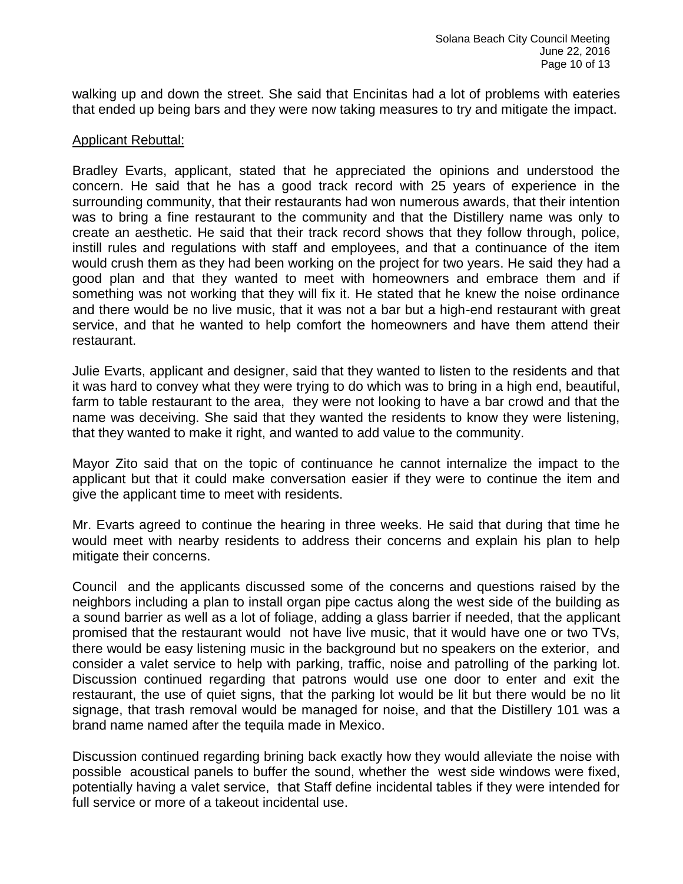walking up and down the street. She said that Encinitas had a lot of problems with eateries that ended up being bars and they were now taking measures to try and mitigate the impact.

Applicant Rebuttal:

Bradley Evarts, applicant, stated that he appreciated the opinions and understood the concern. He said that he has a good track record with 25 years of experience in the surrounding community, that their restaurants had won numerous awards, that their intention was to bring a fine restaurant to the community and that the Distillery name was only to create an aesthetic. He said that their track record shows that they follow through, police, instill rules and regulations with staff and employees, and that a continuance of the item would crush them as they had been working on the project for two years. He said they had a good plan and that they wanted to meet with homeowners and embrace them and if something was not working that they will fix it. He stated that he knew the noise ordinance and there would be no live music, that it was not a bar but a high-end restaurant with great service, and that he wanted to help comfort the homeowners and have them attend their restaurant.

Julie Evarts, applicant and designer, said that they wanted to listen to the residents and that it was hard to convey what they were trying to do which was to bring in a high end, beautiful, farm to table restaurant to the area, they were not looking to have a bar crowd and that the name was deceiving. She said that they wanted the residents to know they were listening, that they wanted to make it right, and wanted to add value to the community.

Mayor Zito said that on the topic of continuance he cannot internalize the impact to the applicant but that it could make conversation easier if they were to continue the item and give the applicant time to meet with residents.

Mr. Evarts agreed to continue the hearing in three weeks. He said that during that time he would meet with nearby residents to address their concerns and explain his plan to help mitigate their concerns.

Council and the applicants discussed some of the concerns and questions raised by the neighbors including a plan to install organ pipe cactus along the west side of the building as a sound barrier as well as a lot of foliage, adding a glass barrier if needed, that the applicant promised that the restaurant would not have live music, that it would have one or two TVs, there would be easy listening music in the background but no speakers on the exterior, and consider a valet service to help with parking, traffic, noise and patrolling of the parking lot. Discussion continued regarding that patrons would use one door to enter and exit the restaurant, the use of quiet signs, that the parking lot would be lit but there would be no lit signage, that trash removal would be managed for noise, and that the Distillery 101 was a brand name named after the tequila made in Mexico.

Discussion continued regarding brining back exactly how they would alleviate the noise with possible acoustical panels to buffer the sound, whether the west side windows were fixed, potentially having a valet service, that Staff define incidental tables if they were intended for full service or more of a takeout incidental use.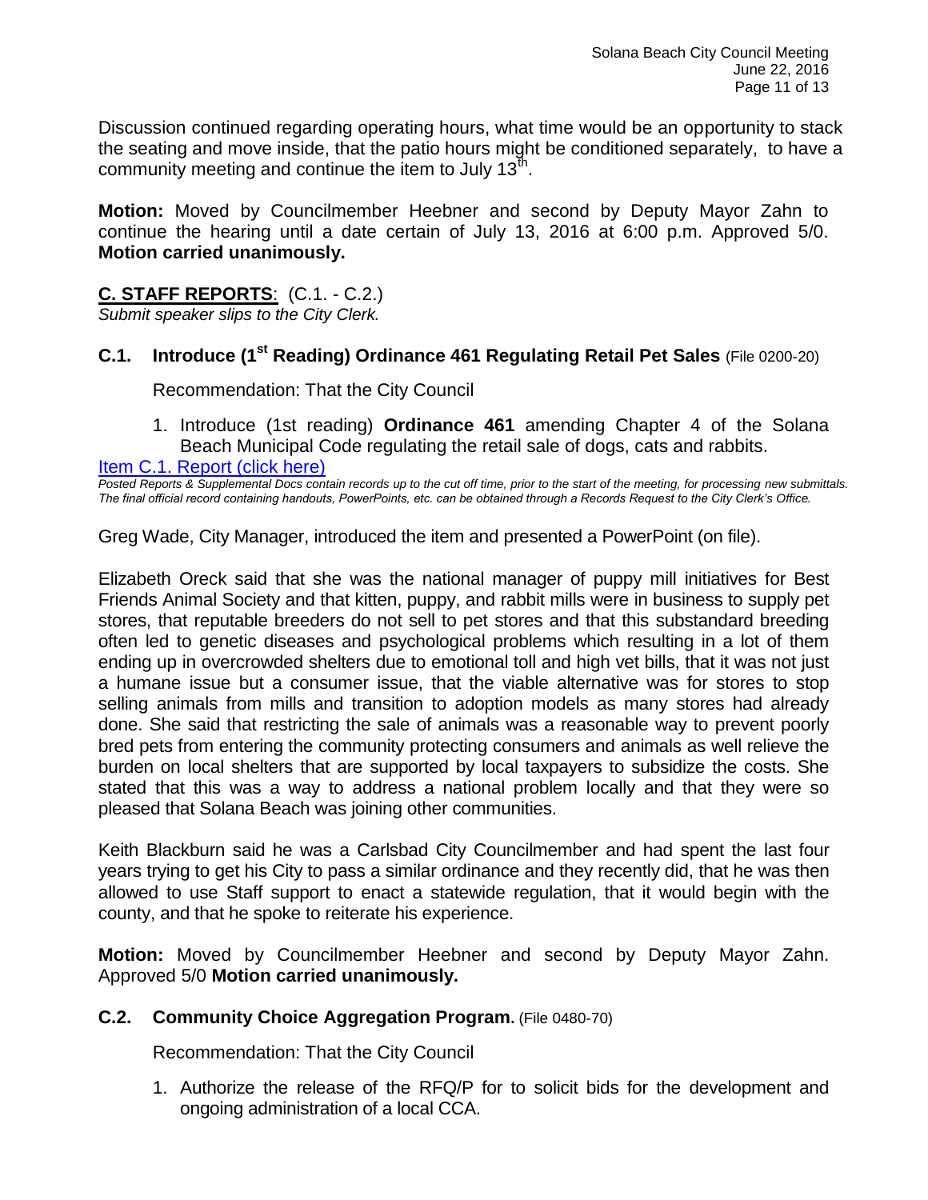Discussion continued regarding operating hours, what time would be an opportunity to stack the seating and move inside, that the patio hours might be conditioned separately, to have a community meeting and continue the item to July 13th.

**Motion:** Moved by Councilmember Heebner and second by Deputy Mayor Zahn to continue the hearing until a date certain of July 13, 2016 at 6:00 p.m. Approved 5/0. **Motion carried unanimously.**

## C. STAFF REPORTS: (C.1. - C.2.)

*Submit speaker slips to the City Clerk.*

### C.1. Introduce (1st Reading) Ordinance 461 Regulating Retail Pet Sales (File 0200-20)

Recommendation: That the City Council

1. Introduce (1st reading) **Ordinance 461** amending Chapter 4 of the Solana Beach Municipal Code regulating the retail sale of dogs, cats and rabbits.

Item C.1. Report (click here)

*Posted Reports & Supplemental Docs contain records up to the cut off time, prior to the start of the meeting, for processing new submittals. The final official record containing handouts, PowerPoints, etc. can be obtained through a Records Request to the City Clerk's Office.*

Greg Wade, City Manager, introduced the item and presented a PowerPoint (on file).

Elizabeth Oreck said that she was the national manager of puppy mill initiatives for Best Friends Animal Society and that kitten, puppy, and rabbit mills were in business to supply pet stores, that reputable breeders do not sell to pet stores and that this substandard breeding often led to genetic diseases and psychological problems which resulting in a lot of them ending up in overcrowded shelters due to emotional toll and high vet bills, that it was not just a humane issue but a consumer issue, that the viable alternative was for stores to stop selling animals from mills and transition to adoption models as many stores had already done. She said that restricting the sale of animals was a reasonable way to prevent poorly bred pets from entering the community protecting consumers and animals as well relieve the burden on local shelters that are supported by local taxpayers to subsidize the costs. She stated that this was a way to address a national problem locally and that they were so pleased that Solana Beach was joining other communities.

Keith Blackburn said he was a Carlsbad City Councilmember and had spent the last four years trying to get his City to pass a similar ordinance and they recently did, that he was then allowed to use Staff support to enact a statewide regulation, that it would begin with the county, and that he spoke to reiterate his experience.

**Motion:** Moved by Councilmember Heebner and second by Deputy Mayor Zahn. Approved 5/0 **Motion carried unanimously.**

### C.2. Community Choice Aggregation Program. (File 0480-70)

Recommendation: That the City Council

1. Authorize the release of the RFQ/P for to solicit bids for the development and ongoing administration of a local CCA.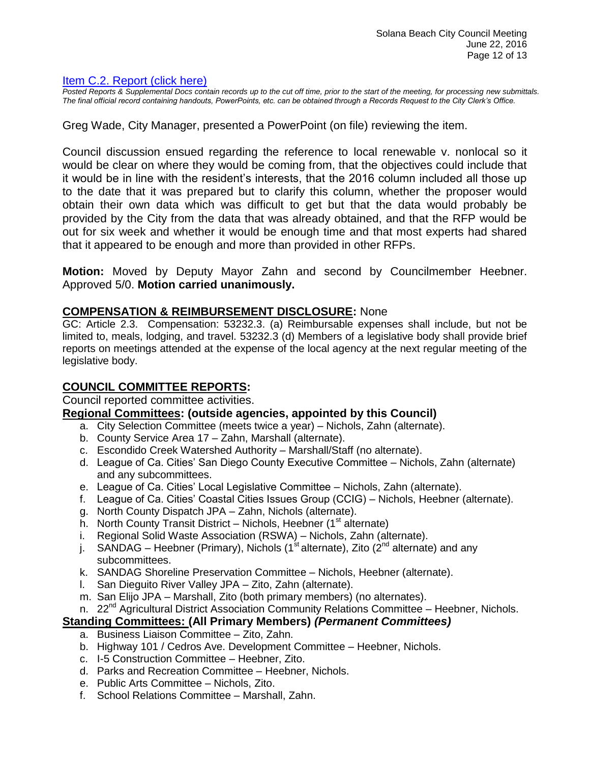[Item C.2. Report (click here)](#)

*Posted Reports & Supplemental Docs contain records up to the cut off time, prior to the start of the meeting, for processing new submittals. The final official record containing handouts, PowerPoints, etc. can be obtained through a Records Request to the City Clerk's Office.*

Greg Wade, City Manager, presented a PowerPoint (on file) reviewing the item.

Council discussion ensued regarding the reference to local renewable v. nonlocal so it would be clear on where they would be coming from, that the objectives could include that it would be in line with the resident's interests, that the 2016 column included all those up to the date that it was prepared but to clarify this column, whether the proposer would obtain their own data which was difficult to get but that the data would probably be provided by the City from the data that was already obtained, and that the RFP would be out for six week and whether it would be enough time and that most experts had shared that it appeared to be enough and more than provided in other RFPs.

**Motion:** Moved by Deputy Mayor Zahn and second by Councilmember Heebner. Approved 5/0. **Motion carried unanimously.**

## COMPENSATION & REIMBURSEMENT DISCLOSURE: None

GC: Article 2.3. Compensation: 53232.3. (a) Reimbursable expenses shall include, but not be limited to, meals, lodging, and travel. 53232.3 (d) Members of a legislative body shall provide brief reports on meetings attended at the expense of the local agency at the next regular meeting of the legislative body.

## COUNCIL COMMITTEE REPORTS:

Council reported committee activities.

**Regional Committees: (outside agencies, appointed by this Council)**

a. City Selection Committee (meets twice a year) – Nichols, Zahn (alternate).
b. County Service Area 17 – Zahn, Marshall (alternate).
c. Escondido Creek Watershed Authority – Marshall/Staff (no alternate).
d. League of Ca. Cities' San Diego County Executive Committee – Nichols, Zahn (alternate) and any subcommittees.
e. League of Ca. Cities' Local Legislative Committee – Nichols, Zahn (alternate).
f. League of Ca. Cities' Coastal Cities Issues Group (CCIG) – Nichols, Heebner (alternate).
g. North County Dispatch JPA – Zahn, Nichols (alternate).
h. North County Transit District – Nichols, Heebner (1st alternate)
i. Regional Solid Waste Association (RSWA) – Nichols, Zahn (alternate).
j. SANDAG – Heebner (Primary), Nichols (1st alternate), Zito (2nd alternate) and any subcommittees.
k. SANDAG Shoreline Preservation Committee – Nichols, Heebner (alternate).
l. San Dieguito River Valley JPA – Zito, Zahn (alternate).
m. San Elijo JPA – Marshall, Zito (both primary members) (no alternates).
n. 22nd Agricultural District Association Community Relations Committee – Heebner, Nichols.

**Standing Committees: (All Primary Members)** ***(Permanent Committees)***

a. Business Liaison Committee – Zito, Zahn.
b. Highway 101 / Cedros Ave. Development Committee – Heebner, Nichols.
c. I-5 Construction Committee – Heebner, Zito.
d. Parks and Recreation Committee – Heebner, Nichols.
e. Public Arts Committee – Nichols, Zito.
f. School Relations Committee – Marshall, Zahn.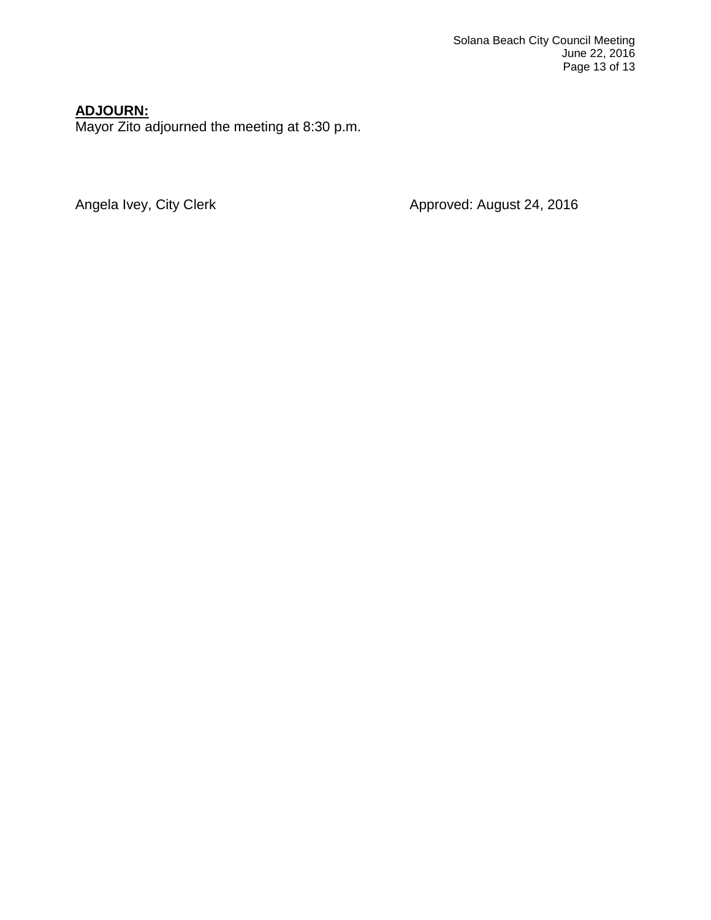**ADJOURN:**

Mayor Zito adjourned the meeting at 8:30 p.m.

Angela Ivey, City Clerk                                        Approved: August 24, 2016